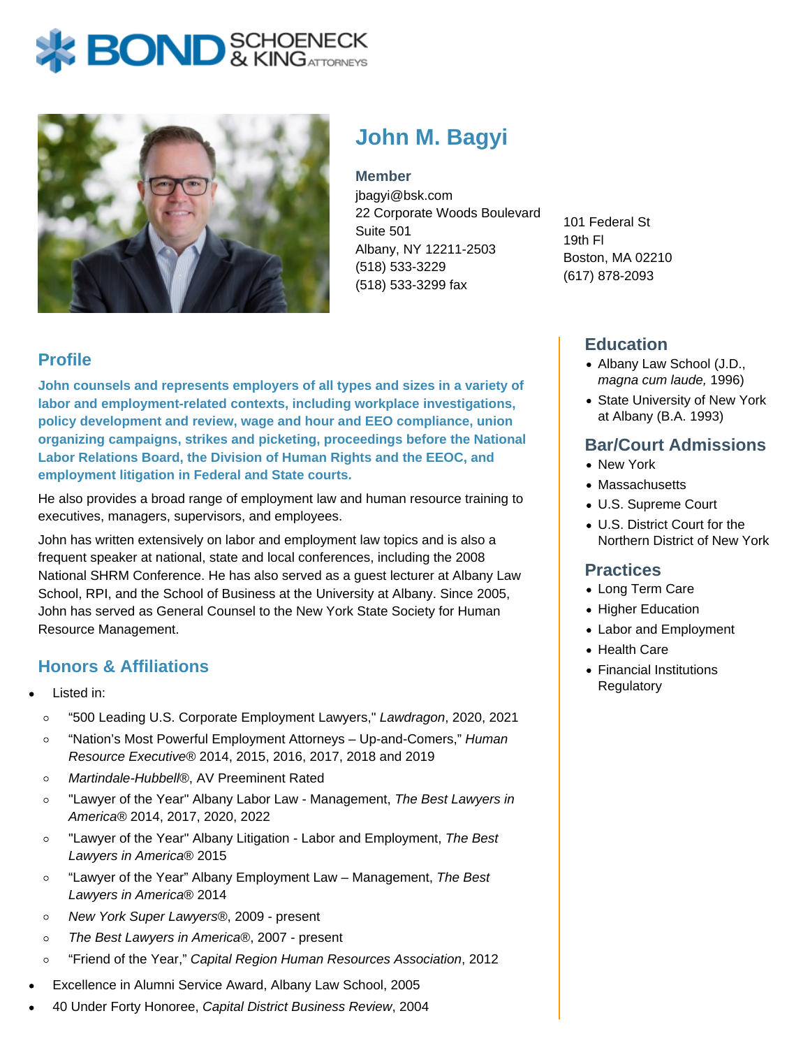# John M. Bagyi

**Member**
jbagyi@bsk.com
22 Corporate Woods Boulevard
Suite 501
Albany, NY 12211-2503
(518) 533-3229
(518) 533-3299 fax

101 Federal St
19th Fl
Boston, MA 02210
(617) 878-2093

## Profile

**John counsels and represents employers of all types and sizes in a variety of labor and employment-related contexts, including workplace investigations, policy development and review, wage and hour and EEO compliance, union organizing campaigns, strikes and picketing, proceedings before the National Labor Relations Board, the Division of Human Rights and the EEOC, and employment litigation in Federal and State courts.**

He also provides a broad range of employment law and human resource training to executives, managers, supervisors, and employees.

John has written extensively on labor and employment law topics and is also a frequent speaker at national, state and local conferences, including the 2008 National SHRM Conference. He has also served as a guest lecturer at Albany Law School, RPI, and the School of Business at the University at Albany. Since 2005, John has served as General Counsel to the New York State Society for Human Resource Management.

## Honors & Affiliations

- Listed in:
  - "500 Leading U.S. Corporate Employment Lawyers," *Lawdragon*, 2020, 2021
  - "Nation's Most Powerful Employment Attorneys – Up-and-Comers," *Human Resource Executive®* 2014, 2015, 2016, 2017, 2018 and 2019
  - *Martindale-Hubbell®*, AV Preeminent Rated
  - "Lawyer of the Year" Albany Labor Law - Management, *The Best Lawyers in America®* 2014, 2017, 2020, 2022
  - "Lawyer of the Year" Albany Litigation - Labor and Employment, *The Best Lawyers in America®* 2015
  - "Lawyer of the Year" Albany Employment Law – Management, *The Best Lawyers in America®* 2014
  - *New York Super Lawyers®*, 2009 - present
  - *The Best Lawyers in America®*, 2007 - present
  - "Friend of the Year," *Capital Region Human Resources Association*, 2012
- Excellence in Alumni Service Award, Albany Law School, 2005
- 40 Under Forty Honoree, *Capital District Business Review*, 2004

## Education

- Albany Law School (J.D., *magna cum laude,* 1996)
- State University of New York at Albany (B.A. 1993)

## Bar/Court Admissions

- New York
- Massachusetts
- U.S. Supreme Court
- U.S. District Court for the Northern District of New York

## Practices

- Long Term Care
- Higher Education
- Labor and Employment
- Health Care
- Financial Institutions Regulatory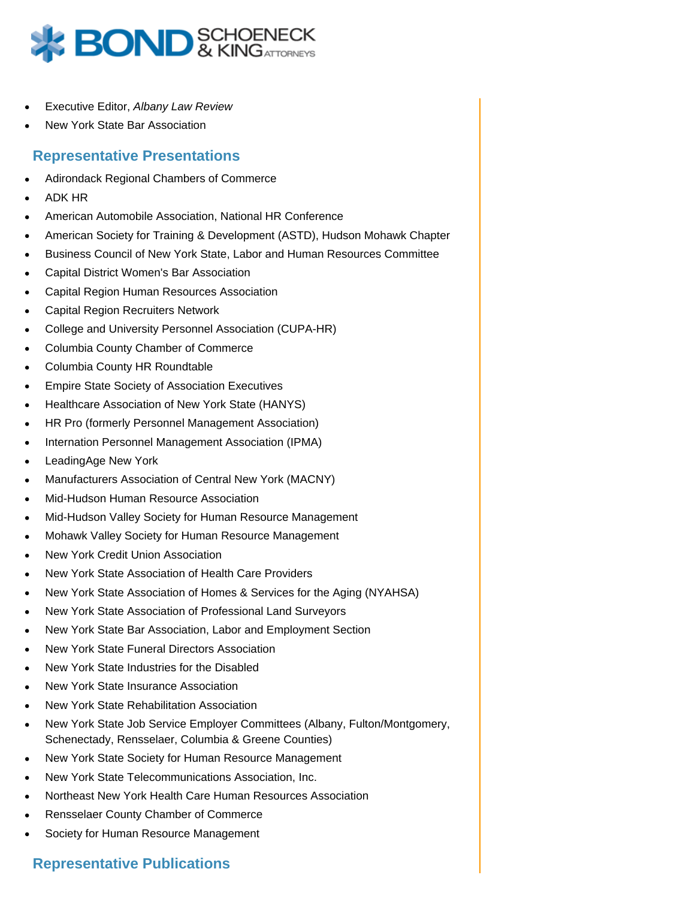- Executive Editor, *Albany Law Review*
- New York State Bar Association

## Representative Presentations

- Adirondack Regional Chambers of Commerce
- ADK HR
- American Automobile Association, National HR Conference
- American Society for Training & Development (ASTD), Hudson Mohawk Chapter
- Business Council of New York State, Labor and Human Resources Committee
- Capital District Women's Bar Association
- Capital Region Human Resources Association
- Capital Region Recruiters Network
- College and University Personnel Association (CUPA-HR)
- Columbia County Chamber of Commerce
- Columbia County HR Roundtable
- Empire State Society of Association Executives
- Healthcare Association of New York State (HANYS)
- HR Pro (formerly Personnel Management Association)
- Internation Personnel Management Association (IPMA)
- LeadingAge New York
- Manufacturers Association of Central New York (MACNY)
- Mid-Hudson Human Resource Association
- Mid-Hudson Valley Society for Human Resource Management
- Mohawk Valley Society for Human Resource Management
- New York Credit Union Association
- New York State Association of Health Care Providers
- New York State Association of Homes & Services for the Aging (NYAHSA)
- New York State Association of Professional Land Surveyors
- New York State Bar Association, Labor and Employment Section
- New York State Funeral Directors Association
- New York State Industries for the Disabled
- New York State Insurance Association
- New York State Rehabilitation Association
- New York State Job Service Employer Committees (Albany, Fulton/Montgomery, Schenectady, Rensselaer, Columbia & Greene Counties)
- New York State Society for Human Resource Management
- New York State Telecommunications Association, Inc.
- Northeast New York Health Care Human Resources Association
- Rensselaer County Chamber of Commerce
- Society for Human Resource Management

## Representative Publications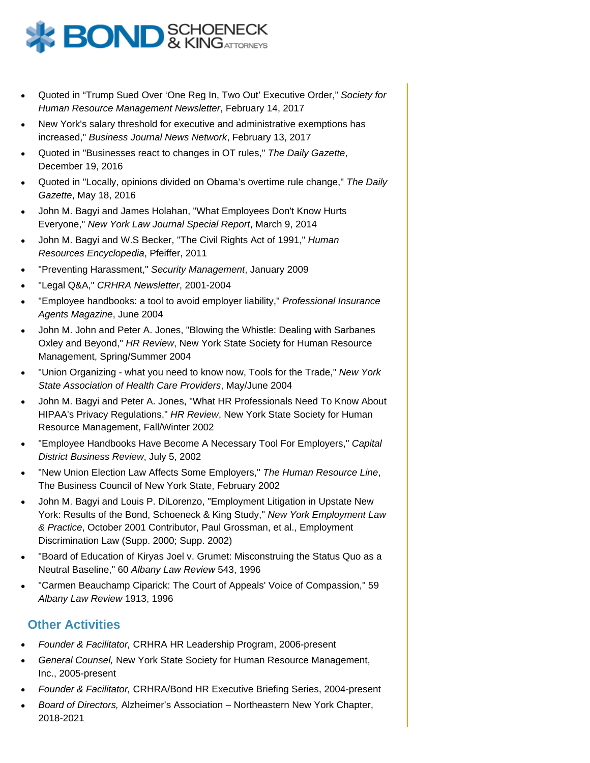- Quoted in "Trump Sued Over 'One Reg In, Two Out' Executive Order," *Society for Human Resource Management Newsletter*, February 14, 2017
- New York's salary threshold for executive and administrative exemptions has increased," *Business Journal News Network*, February 13, 2017
- Quoted in "Businesses react to changes in OT rules," *The Daily Gazette*, December 19, 2016
- Quoted in "Locally, opinions divided on Obama's overtime rule change," *The Daily Gazette*, May 18, 2016
- John M. Bagyi and James Holahan, "What Employees Don't Know Hurts Everyone," *New York Law Journal Special Report*, March 9, 2014
- John M. Bagyi and W.S Becker, "The Civil Rights Act of 1991," *Human Resources Encyclopedia*, Pfeiffer, 2011
- "Preventing Harassment," *Security Management*, January 2009
- "Legal Q&A," *CRHRA Newsletter*, 2001-2004
- "Employee handbooks: a tool to avoid employer liability," *Professional Insurance Agents Magazine*, June 2004
- John M. John and Peter A. Jones, "Blowing the Whistle: Dealing with Sarbanes Oxley and Beyond," *HR Review*, New York State Society for Human Resource Management, Spring/Summer 2004
- "Union Organizing - what you need to know now, Tools for the Trade," *New York State Association of Health Care Providers*, May/June 2004
- John M. Bagyi and Peter A. Jones, "What HR Professionals Need To Know About HIPAA's Privacy Regulations," *HR Review*, New York State Society for Human Resource Management, Fall/Winter 2002
- "Employee Handbooks Have Become A Necessary Tool For Employers," *Capital District Business Review*, July 5, 2002
- "New Union Election Law Affects Some Employers," *The Human Resource Line*, The Business Council of New York State, February 2002
- John M. Bagyi and Louis P. DiLorenzo, "Employment Litigation in Upstate New York: Results of the Bond, Schoeneck & King Study," *New York Employment Law & Practice*, October 2001 Contributor, Paul Grossman, et al., Employment Discrimination Law (Supp. 2000; Supp. 2002)
- "Board of Education of Kiryas Joel v. Grumet: Misconstruing the Status Quo as a Neutral Baseline," 60 *Albany Law Review* 543, 1996
- "Carmen Beauchamp Ciparick: The Court of Appeals' Voice of Compassion," 59 *Albany Law Review* 1913, 1996

## Other Activities

- *Founder & Facilitator,* CRHRA HR Leadership Program, 2006-present
- *General Counsel,* New York State Society for Human Resource Management, Inc., 2005-present
- *Founder & Facilitator,* CRHRA/Bond HR Executive Briefing Series, 2004-present
- *Board of Directors,* Alzheimer's Association – Northeastern New York Chapter, 2018-2021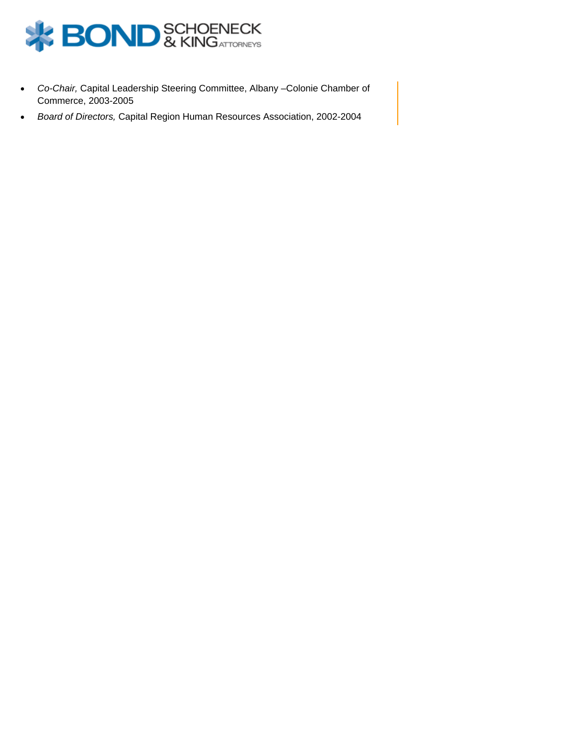- *Co-Chair,* Capital Leadership Steering Committee, Albany –Colonie Chamber of Commerce, 2003-2005
- *Board of Directors,* Capital Region Human Resources Association, 2002-2004